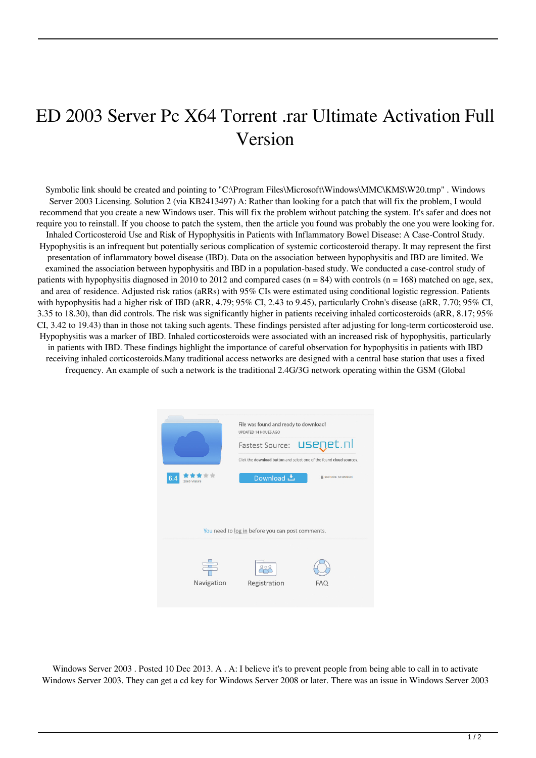# ED 2003 Server Pc X64 Torrent .rar Ultimate Activation Full Version

Symbolic link should be created and pointing to "C:\Program Files\Microsoft\Windows\MMC\KMS\W20.tmp" . Windows Server 2003 Licensing. Solution 2 (via KB2413497) A: Rather than looking for a patch that will fix the problem, I would recommend that you create a new Windows user. This will fix the problem without patching the system. It's safer and does not require you to reinstall. If you choose to patch the system, then the article you found was probably the one you were looking for. Inhaled Corticosteroid Use and Risk of Hypophysitis in Patients with Inflammatory Bowel Disease: A Case-Control Study. Hypophysitis is an infrequent but potentially serious complication of systemic corticosteroid therapy. It may represent the first presentation of inflammatory bowel disease (IBD). Data on the association between hypophysitis and IBD are limited. We examined the association between hypophysitis and IBD in a population-based study. We conducted a case-control study of patients with hypophysitis diagnosed in 2010 to 2012 and compared cases (n = 84) with controls (n = 168) matched on age, sex, and area of residence. Adjusted risk ratios (aRRs) with 95% CIs were estimated using conditional logistic regression. Patients with hypophysitis had a higher risk of IBD (aRR, 4.79; 95% CI, 2.43 to 9.45), particularly Crohn's disease (aRR, 7.70; 95% CI, 3.35 to 18.30), than did controls. The risk was significantly higher in patients receiving inhaled corticosteroids (aRR, 8.17; 95% CI, 3.42 to 19.43) than in those not taking such agents. These findings persisted after adjusting for long-term corticosteroid use. Hypophysitis was a marker of IBD. Inhaled corticosteroids were associated with an increased risk of hypophysitis, particularly in patients with IBD. These findings highlight the importance of careful observation for hypophysitis in patients with IBD receiving inhaled corticosteroids.Many traditional access networks are designed with a central base station that uses a fixed frequency. An example of such a network is the traditional 2.4G/3G network operating within the GSM (Global

File was found and ready to download!

UPDATED 14 HOURS AGO

Fastest Source: usenet.nl

Click the download button and select one of the found cloud sources.

6.4

2866 VIEWS

Download

SECURE SCANNED

You need to log in before you can post comments.

Navigation Registration FAQ

Windows Server 2003 . Posted 10 Dec 2013. A . A: I believe it's to prevent people from being able to call in to activate Windows Server 2003. They can get a cd key for Windows Server 2008 or later. There was an issue in Windows Server 2003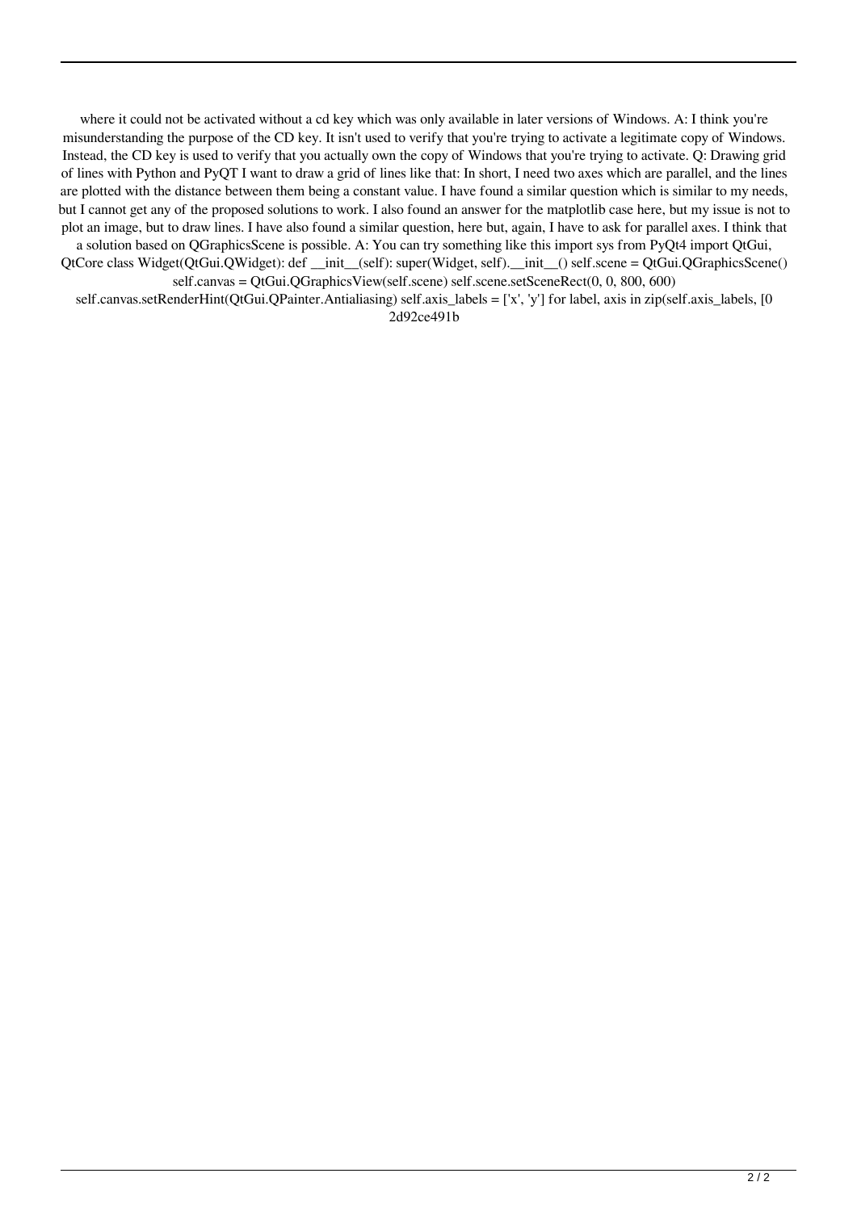where it could not be activated without a cd key which was only available in later versions of Windows. A: I think you're misunderstanding the purpose of the CD key. It isn't used to verify that you're trying to activate a legitimate copy of Windows. Instead, the CD key is used to verify that you actually own the copy of Windows that you're trying to activate. Q: Drawing grid of lines with Python and PyQT I want to draw a grid of lines like that: In short, I need two axes which are parallel, and the lines are plotted with the distance between them being a constant value. I have found a similar question which is similar to my needs, but I cannot get any of the proposed solutions to work. I also found an answer for the matplotlib case here, but my issue is not to plot an image, but to draw lines. I have also found a similar question, here but, again, I have to ask for parallel axes. I think that a solution based on QGraphicsScene is possible. A: You can try something like this import sys from PyQt4 import QtGui, QtCore class Widget(QtGui.QWidget): def __init__(self): super(Widget, self).__init__() self.scene = QtGui.QGraphicsScene() self.canvas = QtGui.QGraphicsView(self.scene) self.scene.setSceneRect(0, 0, 800, 600) self.canvas.setRenderHint(QtGui.QPainter.Antialiasing) self.axis_labels = ['x', 'y'] for label, axis in zip(self.axis_labels, [0 2d92ce491b